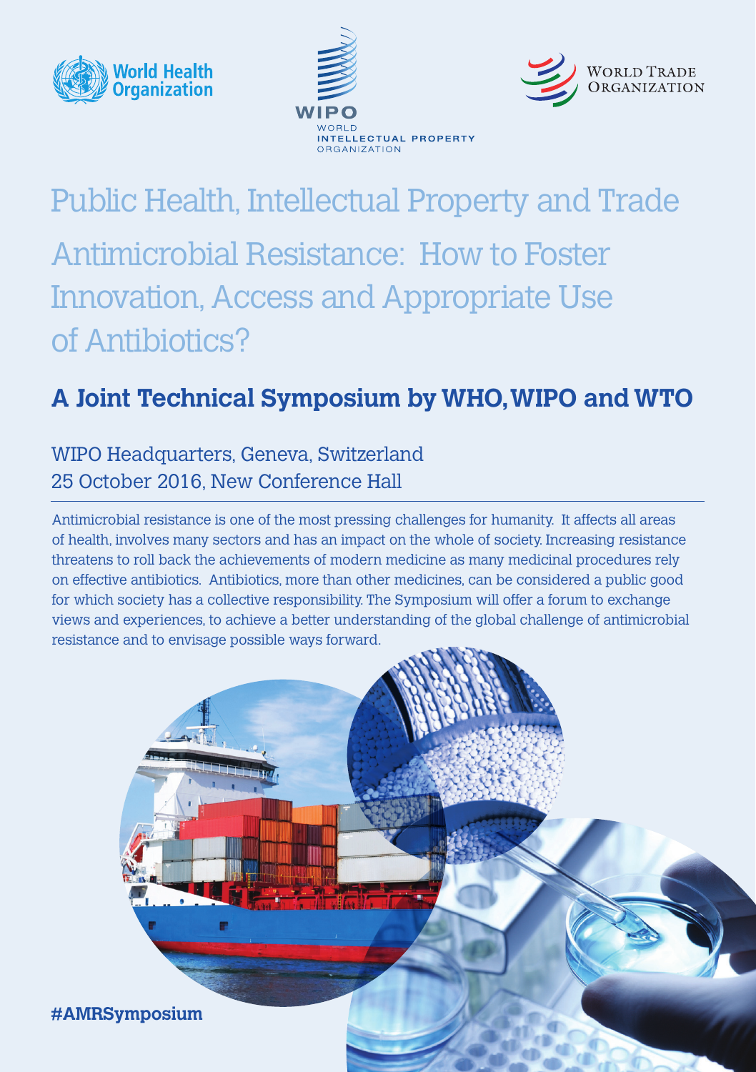World Health Organization

WIPO
WORLD
INTELLECTUAL PROPERTY
ORGANIZATION

WORLD TRADE ORGANIZATION

# Public Health, Intellectual Property and Trade

# Antimicrobial Resistance: How to Foster Innovation, Access and Appropriate Use of Antibiotics?

## A Joint Technical Symposium by WHO, WIPO and WTO

WIPO Headquarters, Geneva, Switzerland
25 October 2016, New Conference Hall

---

Antimicrobial resistance is one of the most pressing challenges for humanity. It affects all areas of health, involves many sectors and has an impact on the whole of society. Increasing resistance threatens to roll back the achievements of modern medicine as many medicinal procedures rely on effective antibiotics. Antibiotics, more than other medicines, can be considered a public good for which society has a collective responsibility. The Symposium will offer a forum to exchange views and experiences, to achieve a better understanding of the global challenge of antimicrobial resistance and to envisage possible ways forward.

**#AMRSymposium**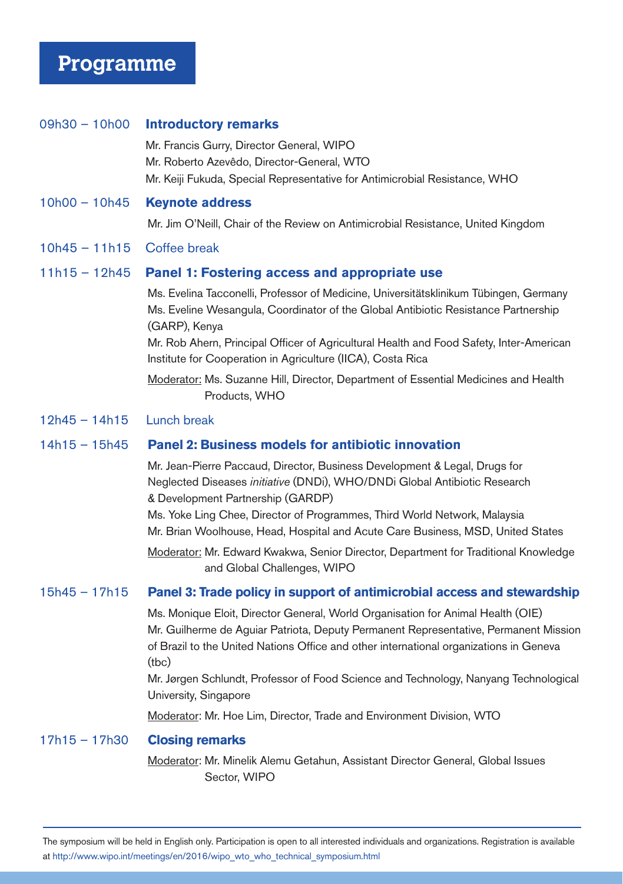# Programme

**09h30 – 10h00** **Introductory remarks**

Mr. Francis Gurry, Director General, WIPO
Mr. Roberto Azevêdo, Director-General, WTO
Mr. Keiji Fukuda, Special Representative for Antimicrobial Resistance, WHO

**10h00 – 10h45** **Keynote address**

Mr. Jim O'Neill, Chair of the Review on Antimicrobial Resistance, United Kingdom

**10h45 – 11h15** Coffee break

**11h15 – 12h45** **Panel 1: Fostering access and appropriate use**

Ms. Evelina Tacconelli, Professor of Medicine, Universitätsklinikum Tübingen, Germany
Ms. Eveline Wesangula, Coordinator of the Global Antibiotic Resistance Partnership (GARP), Kenya
Mr. Rob Ahern, Principal Officer of Agricultural Health and Food Safety, Inter-American Institute for Cooperation in Agriculture (IICA), Costa Rica

Moderator: Ms. Suzanne Hill, Director, Department of Essential Medicines and Health Products, WHO

**12h45 – 14h15** Lunch break

**14h15 – 15h45** **Panel 2: Business models for antibiotic innovation**

Mr. Jean-Pierre Paccaud, Director, Business Development & Legal, Drugs for Neglected Diseases *initiative* (DNDi), WHO/DNDi Global Antibiotic Research & Development Partnership (GARDP)
Ms. Yoke Ling Chee, Director of Programmes, Third World Network, Malaysia
Mr. Brian Woolhouse, Head, Hospital and Acute Care Business, MSD, United States

Moderator: Mr. Edward Kwakwa, Senior Director, Department for Traditional Knowledge and Global Challenges, WIPO

**15h45 – 17h15** **Panel 3: Trade policy in support of antimicrobial access and stewardship**

Ms. Monique Eloit, Director General, World Organisation for Animal Health (OIE)
Mr. Guilherme de Aguiar Patriota, Deputy Permanent Representative, Permanent Mission of Brazil to the United Nations Office and other international organizations in Geneva (tbc)
Mr. Jørgen Schlundt, Professor of Food Science and Technology, Nanyang Technological University, Singapore

Moderator: Mr. Hoe Lim, Director, Trade and Environment Division, WTO

**17h15 – 17h30** **Closing remarks**

Moderator: Mr. Minelik Alemu Getahun, Assistant Director General, Global Issues Sector, WIPO

---

The symposium will be held in English only. Participation is open to all interested individuals and organizations. Registration is available at http://www.wipo.int/meetings/en/2016/wipo_wto_who_technical_symposium.html